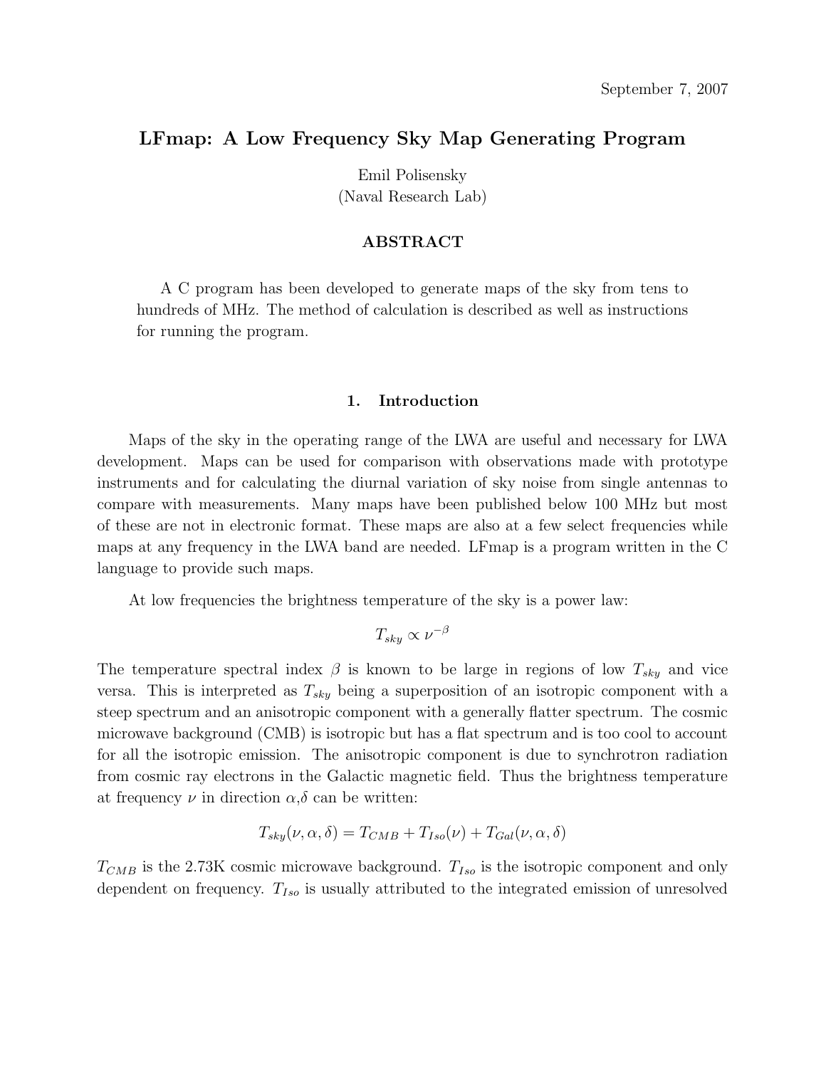September 7, 2007

# LFmap: A Low Frequency Sky Map Generating Program

Emil Polisensky
(Naval Research Lab)

## ABSTRACT

A C program has been developed to generate maps of the sky from tens to hundreds of MHz. The method of calculation is described as well as instructions for running the program.

## 1. Introduction

Maps of the sky in the operating range of the LWA are useful and necessary for LWA development. Maps can be used for comparison with observations made with prototype instruments and for calculating the diurnal variation of sky noise from single antennas to compare with measurements. Many maps have been published below 100 MHz but most of these are not in electronic format. These maps are also at a few select frequencies while maps at any frequency in the LWA band are needed. LFmap is a program written in the C language to provide such maps.

At low frequencies the brightness temperature of the sky is a power law:

$$T_{sky} \propto \nu^{-\beta}$$

The temperature spectral index $\beta$ is known to be large in regions of low $T_{sky}$ and vice versa. This is interpreted as $T_{sky}$ being a superposition of an isotropic component with a steep spectrum and an anisotropic component with a generally flatter spectrum. The cosmic microwave background (CMB) is isotropic but has a flat spectrum and is too cool to account for all the isotropic emission. The anisotropic component is due to synchrotron radiation from cosmic ray electrons in the Galactic magnetic field. Thus the brightness temperature at frequency $\nu$ in direction $\alpha$,$\delta$ can be written:

$$T_{sky}(\nu, \alpha, \delta) = T_{CMB} + T_{Iso}(\nu) + T_{Gal}(\nu, \alpha, \delta)$$

$T_{CMB}$ is the 2.73K cosmic microwave background. $T_{Iso}$ is the isotropic component and only dependent on frequency. $T_{Iso}$ is usually attributed to the integrated emission of unresolved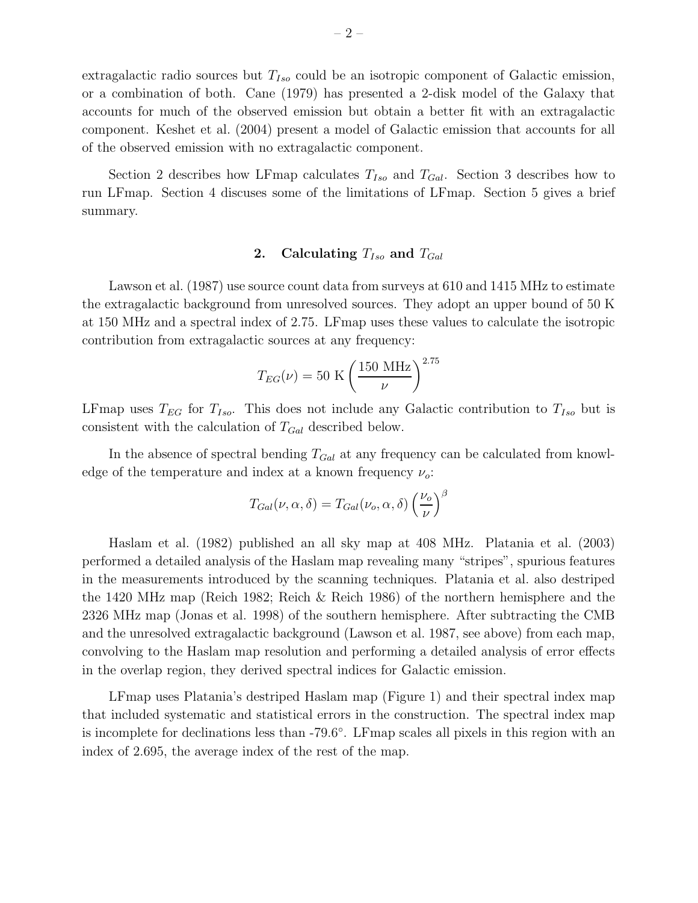extragalactic radio sources but $T_{Iso}$ could be an isotropic component of Galactic emission, or a combination of both. Cane (1979) has presented a 2-disk model of the Galaxy that accounts for much of the observed emission but obtain a better fit with an extragalactic component. Keshet et al. (2004) present a model of Galactic emission that accounts for all of the observed emission with no extragalactic component.

Section 2 describes how LFmap calculates $T_{Iso}$ and $T_{Gal}$. Section 3 describes how to run LFmap. Section 4 discuses some of the limitations of LFmap. Section 5 gives a brief summary.

## 2. Calculating $T_{Iso}$ and $T_{Gal}$

Lawson et al. (1987) use source count data from surveys at 610 and 1415 MHz to estimate the extragalactic background from unresolved sources. They adopt an upper bound of 50 K at 150 MHz and a spectral index of 2.75. LFmap uses these values to calculate the isotropic contribution from extragalactic sources at any frequency:

$$T_{EG}(\nu) = 50 \text{ K} \left( \frac{150 \text{ MHz}}{\nu} \right)^{2.75}$$

LFmap uses $T_{EG}$ for $T_{Iso}$. This does not include any Galactic contribution to $T_{Iso}$ but is consistent with the calculation of $T_{Gal}$ described below.

In the absence of spectral bending $T_{Gal}$ at any frequency can be calculated from knowledge of the temperature and index at a known frequency $\nu_o$:

$$T_{Gal}(\nu, \alpha, \delta) = T_{Gal}(\nu_o, \alpha, \delta) \left( \frac{\nu_o}{\nu} \right)^{\beta}$$

Haslam et al. (1982) published an all sky map at 408 MHz. Platania et al. (2003) performed a detailed analysis of the Haslam map revealing many "stripes", spurious features in the measurements introduced by the scanning techniques. Platania et al. also destriped the 1420 MHz map (Reich 1982; Reich & Reich 1986) of the northern hemisphere and the 2326 MHz map (Jonas et al. 1998) of the southern hemisphere. After subtracting the CMB and the unresolved extragalactic background (Lawson et al. 1987, see above) from each map, convolving to the Haslam map resolution and performing a detailed analysis of error effects in the overlap region, they derived spectral indices for Galactic emission.

LFmap uses Platania's destriped Haslam map (Figure 1) and their spectral index map that included systematic and statistical errors in the construction. The spectral index map is incomplete for declinations less than -79.6°. LFmap scales all pixels in this region with an index of 2.695, the average index of the rest of the map.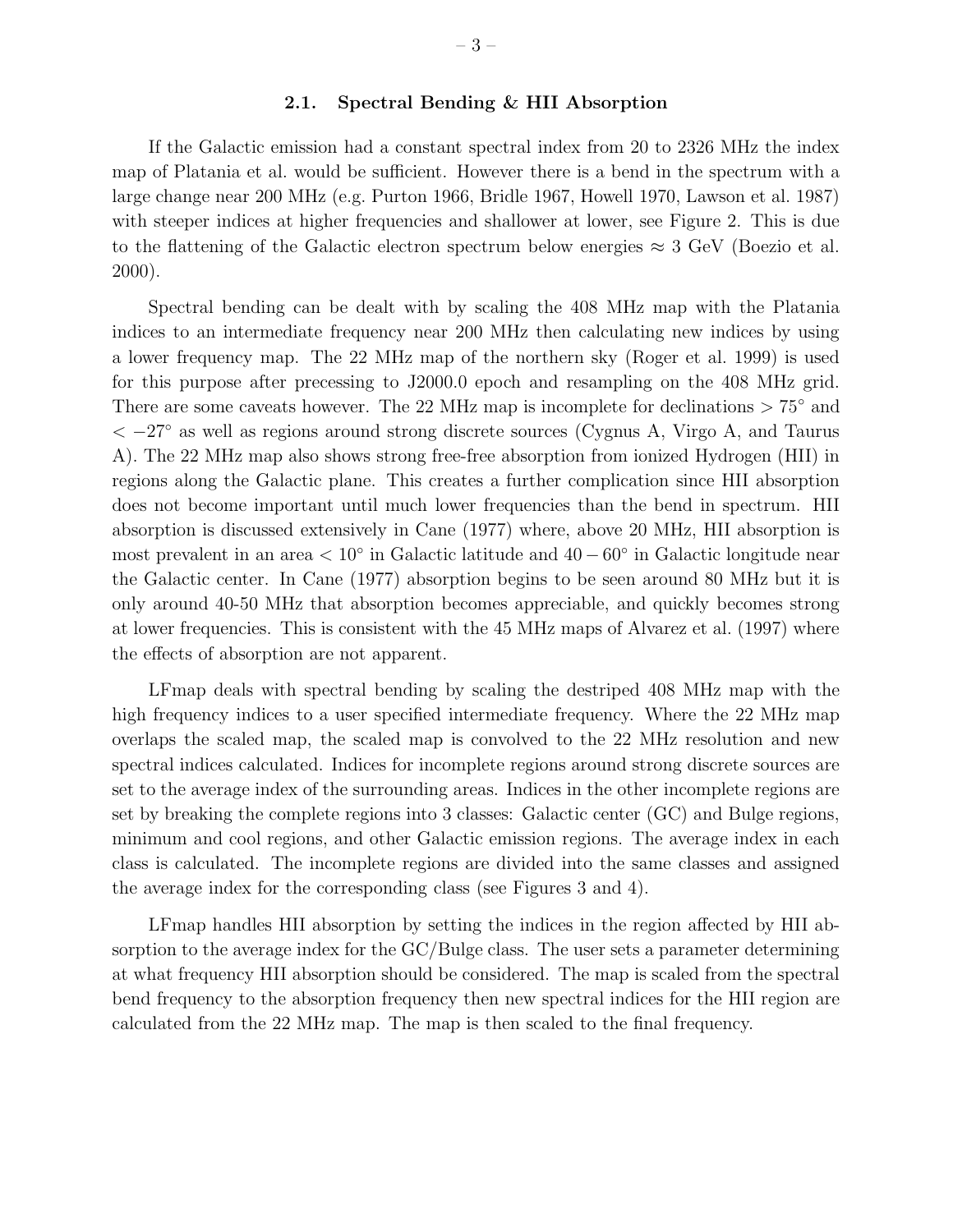### 2.1. Spectral Bending & HII Absorption

If the Galactic emission had a constant spectral index from 20 to 2326 MHz the index map of Platania et al. would be sufficient. However there is a bend in the spectrum with a large change near 200 MHz (e.g. Purton 1966, Bridle 1967, Howell 1970, Lawson et al. 1987) with steeper indices at higher frequencies and shallower at lower, see Figure 2. This is due to the flattening of the Galactic electron spectrum below energies $\approx 3$ GeV (Boezio et al. 2000).

Spectral bending can be dealt with by scaling the 408 MHz map with the Platania indices to an intermediate frequency near 200 MHz then calculating new indices by using a lower frequency map. The 22 MHz map of the northern sky (Roger et al. 1999) is used for this purpose after precessing to J2000.0 epoch and resampling on the 408 MHz grid. There are some caveats however. The 22 MHz map is incomplete for declinations $> 75^\circ$ and $< -27^\circ$ as well as regions around strong discrete sources (Cygnus A, Virgo A, and Taurus A). The 22 MHz map also shows strong free-free absorption from ionized Hydrogen (HII) in regions along the Galactic plane. This creates a further complication since HII absorption does not become important until much lower frequencies than the bend in spectrum. HII absorption is discussed extensively in Cane (1977) where, above 20 MHz, HII absorption is most prevalent in an area $< 10^\circ$ in Galactic latitude and $40 - 60^\circ$ in Galactic longitude near the Galactic center. In Cane (1977) absorption begins to be seen around 80 MHz but it is only around 40-50 MHz that absorption becomes appreciable, and quickly becomes strong at lower frequencies. This is consistent with the 45 MHz maps of Alvarez et al. (1997) where the effects of absorption are not apparent.

LFmap deals with spectral bending by scaling the destriped 408 MHz map with the high frequency indices to a user specified intermediate frequency. Where the 22 MHz map overlaps the scaled map, the scaled map is convolved to the 22 MHz resolution and new spectral indices calculated. Indices for incomplete regions around strong discrete sources are set to the average index of the surrounding areas. Indices in the other incomplete regions are set by breaking the complete regions into 3 classes: Galactic center (GC) and Bulge regions, minimum and cool regions, and other Galactic emission regions. The average index in each class is calculated. The incomplete regions are divided into the same classes and assigned the average index for the corresponding class (see Figures 3 and 4).

LFmap handles HII absorption by setting the indices in the region affected by HII absorption to the average index for the GC/Bulge class. The user sets a parameter determining at what frequency HII absorption should be considered. The map is scaled from the spectral bend frequency to the absorption frequency then new spectral indices for the HII region are calculated from the 22 MHz map. The map is then scaled to the final frequency.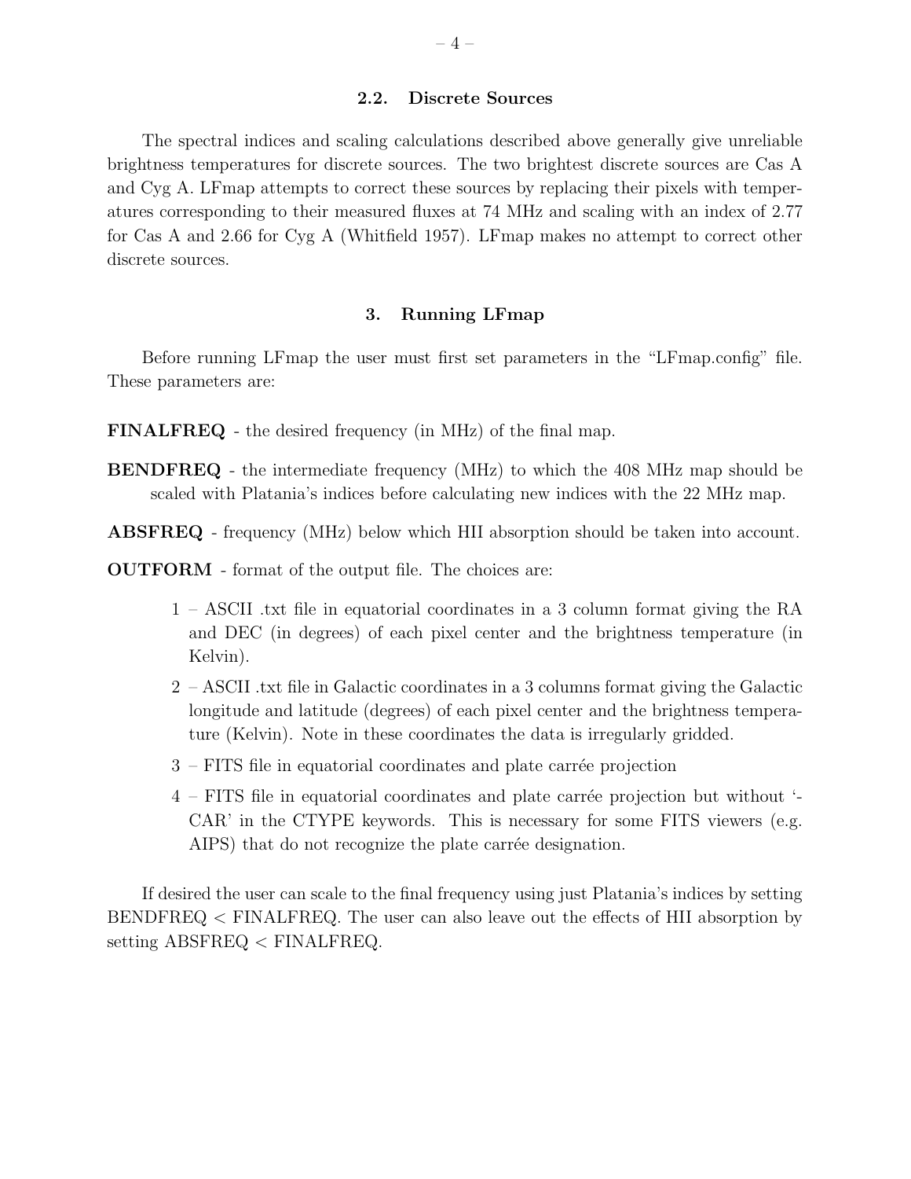### 2.2. Discrete Sources

The spectral indices and scaling calculations described above generally give unreliable brightness temperatures for discrete sources. The two brightest discrete sources are Cas A and Cyg A. LFmap attempts to correct these sources by replacing their pixels with temperatures corresponding to their measured fluxes at 74 MHz and scaling with an index of 2.77 for Cas A and 2.66 for Cyg A (Whitfield 1957). LFmap makes no attempt to correct other discrete sources.

## 3. Running LFmap

Before running LFmap the user must first set parameters in the "LFmap.config" file. These parameters are:

**FINALFREQ** - the desired frequency (in MHz) of the final map.

**BENDFREQ** - the intermediate frequency (MHz) to which the 408 MHz map should be scaled with Platania's indices before calculating new indices with the 22 MHz map.

**ABSFREQ** - frequency (MHz) below which HII absorption should be taken into account.

**OUTFORM** - format of the output file. The choices are:

1 – ASCII .txt file in equatorial coordinates in a 3 column format giving the RA and DEC (in degrees) of each pixel center and the brightness temperature (in Kelvin).

2 – ASCII .txt file in Galactic coordinates in a 3 columns format giving the Galactic longitude and latitude (degrees) of each pixel center and the brightness temperature (Kelvin). Note in these coordinates the data is irregularly gridded.

3 – FITS file in equatorial coordinates and plate carrée projection

4 – FITS file in equatorial coordinates and plate carrée projection but without '-CAR' in the CTYPE keywords. This is necessary for some FITS viewers (e.g. AIPS) that do not recognize the plate carrée designation.

If desired the user can scale to the final frequency using just Platania's indices by setting BENDFREQ < FINALFREQ. The user can also leave out the effects of HII absorption by setting ABSFREQ < FINALFREQ.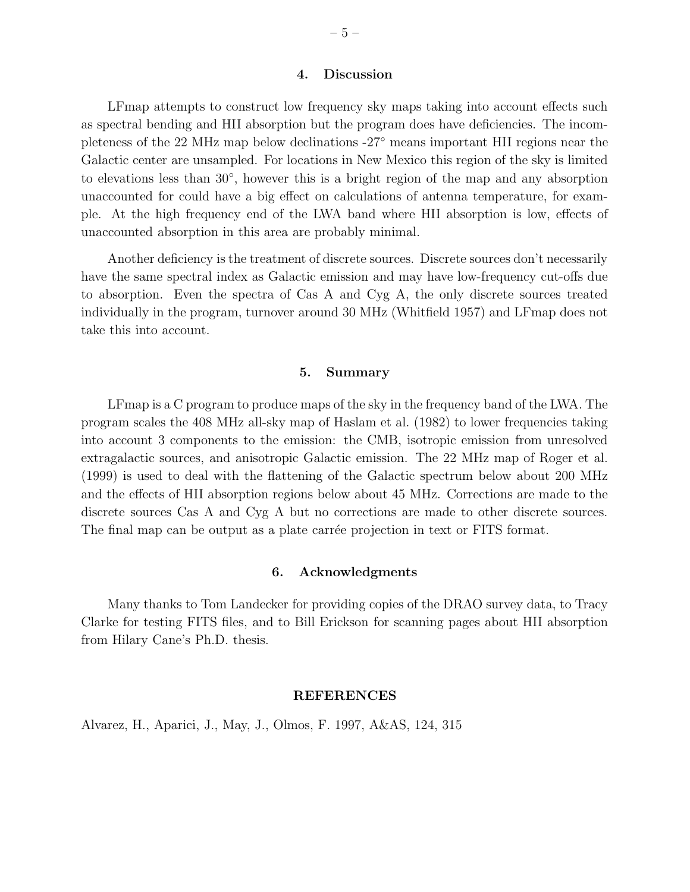## 4. Discussion

LFmap attempts to construct low frequency sky maps taking into account effects such as spectral bending and HII absorption but the program does have deficiencies. The incompleteness of the 22 MHz map below declinations -27° means important HII regions near the Galactic center are unsampled. For locations in New Mexico this region of the sky is limited to elevations less than 30°, however this is a bright region of the map and any absorption unaccounted for could have a big effect on calculations of antenna temperature, for example. At the high frequency end of the LWA band where HII absorption is low, effects of unaccounted absorption in this area are probably minimal.

Another deficiency is the treatment of discrete sources. Discrete sources don't necessarily have the same spectral index as Galactic emission and may have low-frequency cut-offs due to absorption. Even the spectra of Cas A and Cyg A, the only discrete sources treated individually in the program, turnover around 30 MHz (Whitfield 1957) and LFmap does not take this into account.

## 5. Summary

LFmap is a C program to produce maps of the sky in the frequency band of the LWA. The program scales the 408 MHz all-sky map of Haslam et al. (1982) to lower frequencies taking into account 3 components to the emission: the CMB, isotropic emission from unresolved extragalactic sources, and anisotropic Galactic emission. The 22 MHz map of Roger et al. (1999) is used to deal with the flattening of the Galactic spectrum below about 200 MHz and the effects of HII absorption regions below about 45 MHz. Corrections are made to the discrete sources Cas A and Cyg A but no corrections are made to other discrete sources. The final map can be output as a plate carrée projection in text or FITS format.

## 6. Acknowledgments

Many thanks to Tom Landecker for providing copies of the DRAO survey data, to Tracy Clarke for testing FITS files, and to Bill Erickson for scanning pages about HII absorption from Hilary Cane's Ph.D. thesis.

## REFERENCES

Alvarez, H., Aparici, J., May, J., Olmos, F. 1997, A&AS, 124, 315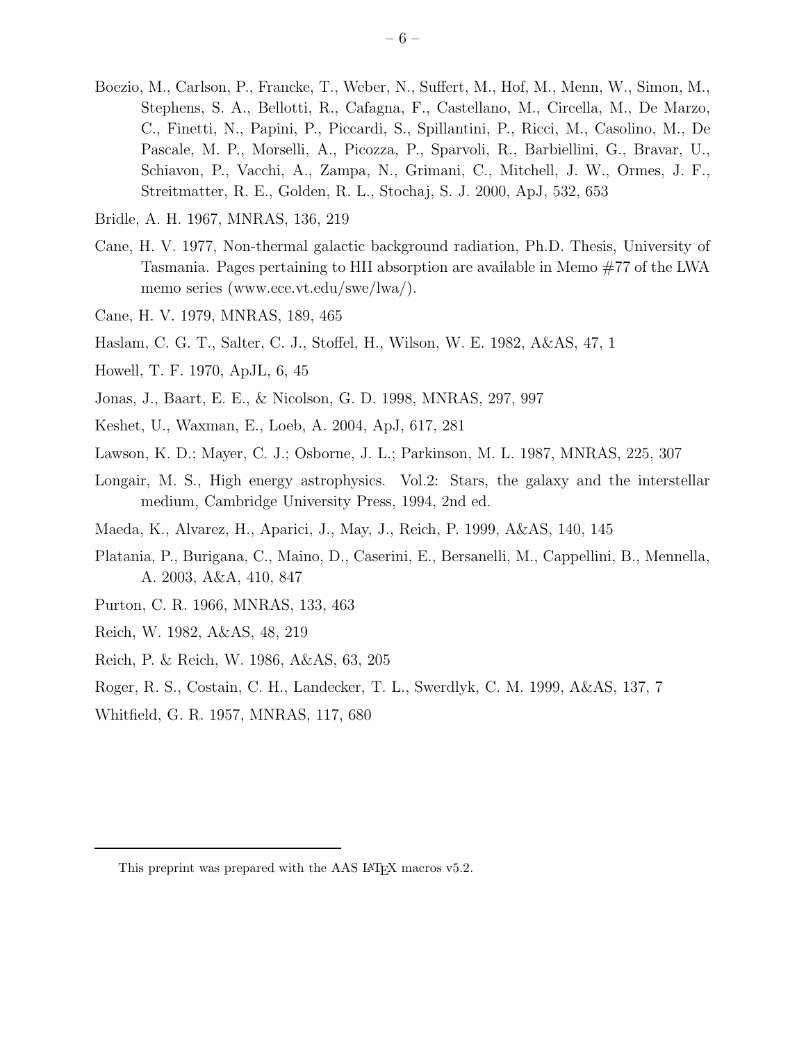Boezio, M., Carlson, P., Francke, T., Weber, N., Suffert, M., Hof, M., Menn, W., Simon, M., Stephens, S. A., Bellotti, R., Cafagna, F., Castellano, M., Circella, M., De Marzo, C., Finetti, N., Papini, P., Piccardi, S., Spillantini, P., Ricci, M., Casolino, M., De Pascale, M. P., Morselli, A., Picozza, P., Sparvoli, R., Barbiellini, G., Bravar, U., Schiavon, P., Vacchi, A., Zampa, N., Grimani, C., Mitchell, J. W., Ormes, J. F., Streitmatter, R. E., Golden, R. L., Stochaj, S. J. 2000, ApJ, 532, 653

Bridle, A. H. 1967, MNRAS, 136, 219

Cane, H. V. 1977, Non-thermal galactic background radiation, Ph.D. Thesis, University of Tasmania. Pages pertaining to HII absorption are available in Memo #77 of the LWA memo series (www.ece.vt.edu/swe/lwa/).

Cane, H. V. 1979, MNRAS, 189, 465

Haslam, C. G. T., Salter, C. J., Stoffel, H., Wilson, W. E. 1982, A&AS, 47, 1

Howell, T. F. 1970, ApJL, 6, 45

Jonas, J., Baart, E. E., & Nicolson, G. D. 1998, MNRAS, 297, 997

Keshet, U., Waxman, E., Loeb, A. 2004, ApJ, 617, 281

Lawson, K. D.; Mayer, C. J.; Osborne, J. L.; Parkinson, M. L. 1987, MNRAS, 225, 307

Longair, M. S., High energy astrophysics. Vol.2: Stars, the galaxy and the interstellar medium, Cambridge University Press, 1994, 2nd ed.

Maeda, K., Alvarez, H., Aparici, J., May, J., Reich, P. 1999, A&AS, 140, 145

Platania, P., Burigana, C., Maino, D., Caserini, E., Bersanelli, M., Cappellini, B., Mennella, A. 2003, A&A, 410, 847

Purton, C. R. 1966, MNRAS, 133, 463

Reich, W. 1982, A&AS, 48, 219

Reich, P. & Reich, W. 1986, A&AS, 63, 205

Roger, R. S., Costain, C. H., Landecker, T. L., Swerdlyk, C. M. 1999, A&AS, 137, 7

Whitfield, G. R. 1957, MNRAS, 117, 680

This preprint was prepared with the AAS LaTeX macros v5.2.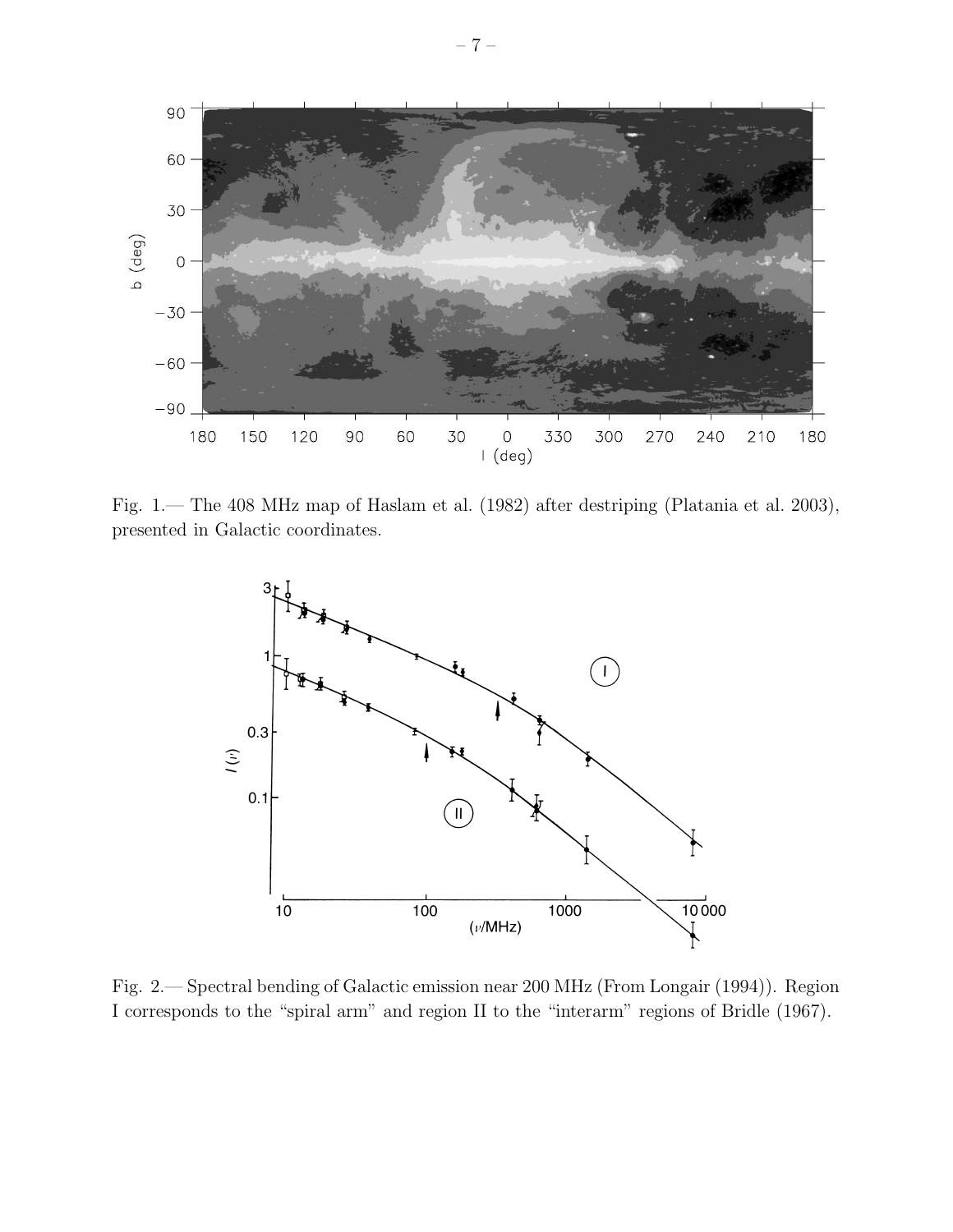Fig. 1.— The 408 MHz map of Haslam et al. (1982) after destriping (Platania et al. 2003), presented in Galactic coordinates.

Fig. 2.— Spectral bending of Galactic emission near 200 MHz (From Longair (1994)). Region I corresponds to the "spiral arm" and region II to the "interarm" regions of Bridle (1967).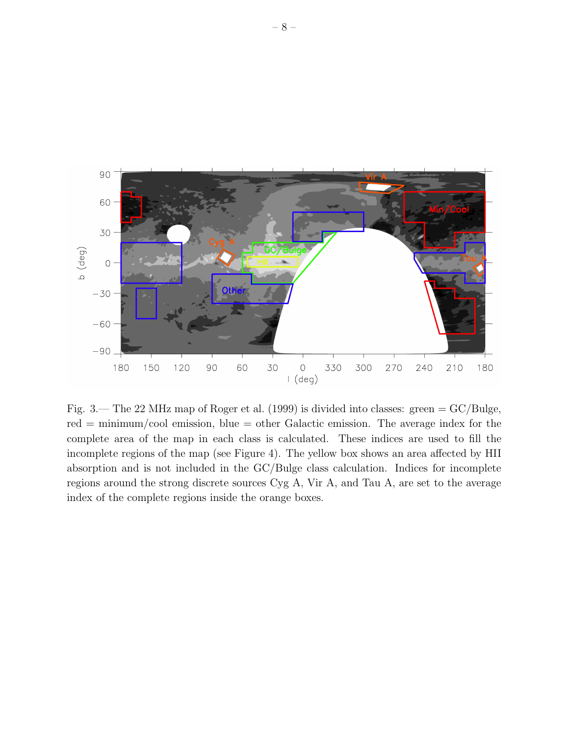Fig. 3.— The 22 MHz map of Roger et al. (1999) is divided into classes: green = GC/Bulge, red = minimum/cool emission, blue = other Galactic emission. The average index for the complete area of the map in each class is calculated. These indices are used to fill the incomplete regions of the map (see Figure 4). The yellow box shows an area affected by HII absorption and is not included in the GC/Bulge class calculation. Indices for incomplete regions around the strong discrete sources Cyg A, Vir A, and Tau A, are set to the average index of the complete regions inside the orange boxes.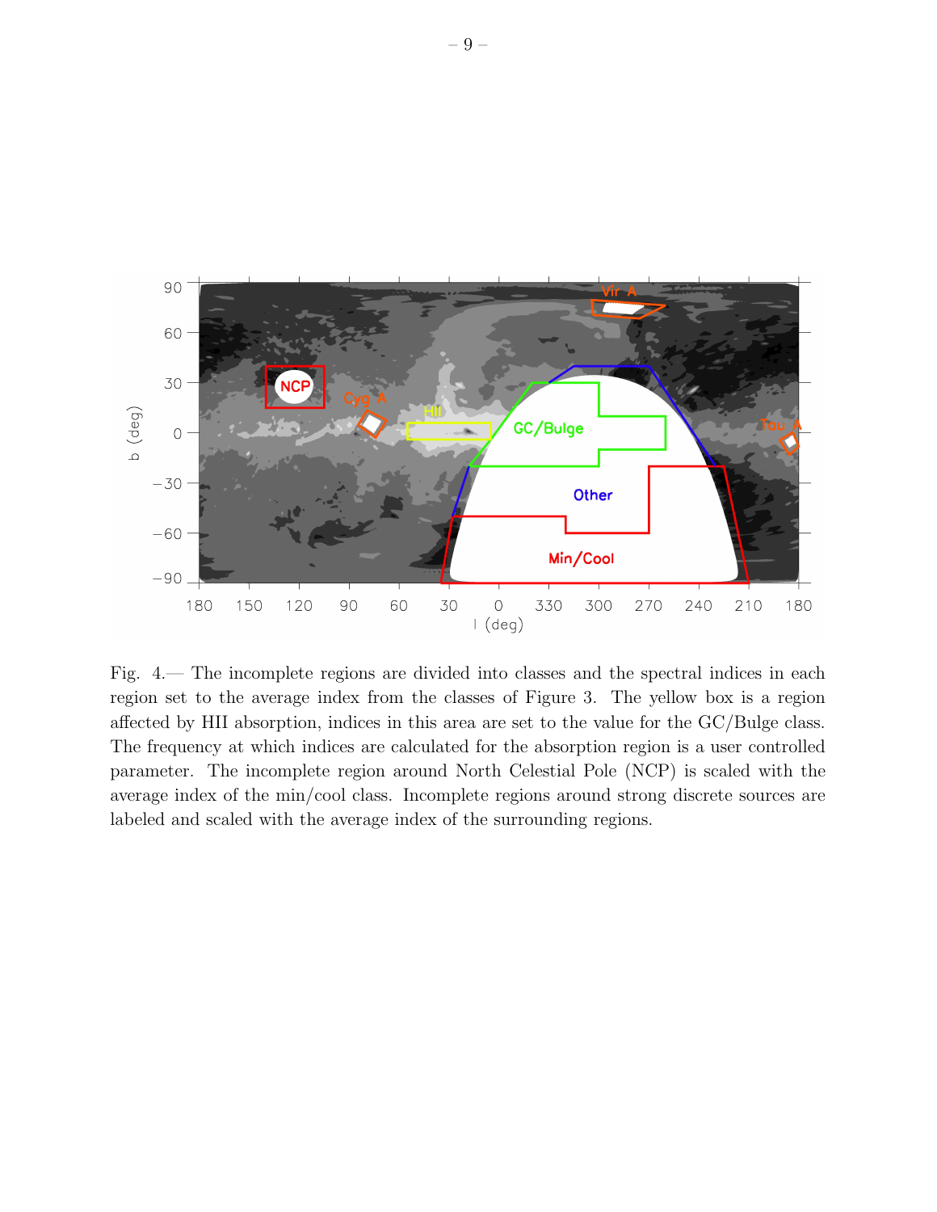90
60
30
0
−30
−60
−90

b (deg)

180 150 120 90 60 30 0 330 300 270 240 210 180

l (deg)

NCP

Cyg A

HII

GC/Bulge

Vir A

Tau A

Other

Min/Cool

Fig. 4.— The incomplete regions are divided into classes and the spectral indices in each region set to the average index from the classes of Figure 3. The yellow box is a region affected by HII absorption, indices in this area are set to the value for the GC/Bulge class. The frequency at which indices are calculated for the absorption region is a user controlled parameter. The incomplete region around North Celestial Pole (NCP) is scaled with the average index of the min/cool class. Incomplete regions around strong discrete sources are labeled and scaled with the average index of the surrounding regions.